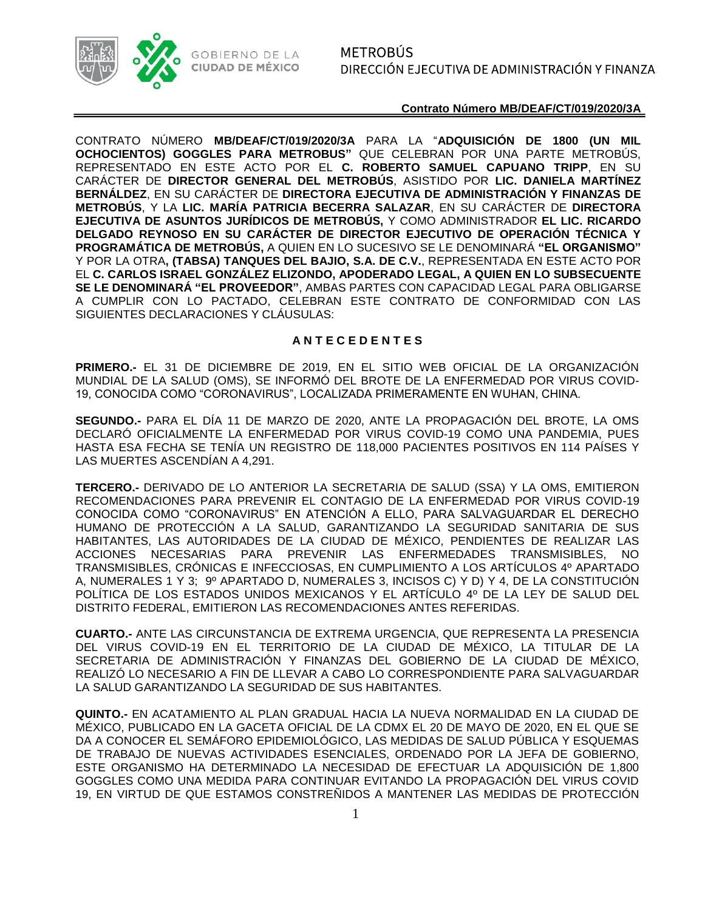**Contrato Número MB/DEAF/CT/019/2020/3A**

CONTRATO NÚMERO **MB/DEAF/CT/019/2020/3A** PARA LA "**ADQUISICIÓN DE 1800 (UN MIL OCHOCIENTOS) GOGGLES PARA METROBUS"** QUE CELEBRAN POR UNA PARTE METROBÚS, REPRESENTADO EN ESTE ACTO POR EL **C. ROBERTO SAMUEL CAPUANO TRIPP**, EN SU CARÁCTER DE **DIRECTOR GENERAL DEL METROBÚS**, ASISTIDO POR **LIC. DANIELA MARTÍNEZ BERNÁLDEZ**, EN SU CARÁCTER DE **DIRECTORA EJECUTIVA DE ADMINISTRACIÓN Y FINANZAS DE METROBÚS**, Y LA **LIC. MARÍA PATRICIA BECERRA SALAZAR**, EN SU CARÁCTER DE **DIRECTORA EJECUTIVA DE ASUNTOS JURÍDICOS DE METROBÚS,** Y COMO ADMINISTRADOR **EL LIC. RICARDO DELGADO REYNOSO EN SU CARÁCTER DE DIRECTOR EJECUTIVO DE OPERACIÓN TÉCNICA Y PROGRAMÁTICA DE METROBÚS,** A QUIEN EN LO SUCESIVO SE LE DENOMINARÁ **"EL ORGANISMO"** Y POR LA OTRA**, (TABSA) TANQUES DEL BAJIO, S.A. DE C.V.**, REPRESENTADA EN ESTE ACTO POR EL **C. CARLOS ISRAEL GONZÁLEZ ELIZONDO, APODERADO LEGAL, A QUIEN EN LO SUBSECUENTE SE LE DENOMINARÁ "EL PROVEEDOR"**, AMBAS PARTES CON CAPACIDAD LEGAL PARA OBLIGARSE A CUMPLIR CON LO PACTADO, CELEBRAN ESTE CONTRATO DE CONFORMIDAD CON LAS SIGUIENTES DECLARACIONES Y CLÁUSULAS:

## A N T E C E D E N T E S

**PRIMERO.-** EL 31 DE DICIEMBRE DE 2019, EN EL SITIO WEB OFICIAL DE LA ORGANIZACIÓN MUNDIAL DE LA SALUD (OMS), SE INFORMÓ DEL BROTE DE LA ENFERMEDAD POR VIRUS COVID-19, CONOCIDA COMO "CORONAVIRUS", LOCALIZADA PRIMERAMENTE EN WUHAN, CHINA.

**SEGUNDO.-** PARA EL DÍA 11 DE MARZO DE 2020, ANTE LA PROPAGACIÓN DEL BROTE, LA OMS DECLARÓ OFICIALMENTE LA ENFERMEDAD POR VIRUS COVID-19 COMO UNA PANDEMIA, PUES HASTA ESA FECHA SE TENÍA UN REGISTRO DE 118,000 PACIENTES POSITIVOS EN 114 PAÍSES Y LAS MUERTES ASCENDÍAN A 4,291.

**TERCERO.-** DERIVADO DE LO ANTERIOR LA SECRETARIA DE SALUD (SSA) Y LA OMS, EMITIERON RECOMENDACIONES PARA PREVENIR EL CONTAGIO DE LA ENFERMEDAD POR VIRUS COVID-19 CONOCIDA COMO "CORONAVIRUS" EN ATENCIÓN A ELLO, PARA SALVAGUARDAR EL DERECHO HUMANO DE PROTECCIÓN A LA SALUD, GARANTIZANDO LA SEGURIDAD SANITARIA DE SUS HABITANTES, LAS AUTORIDADES DE LA CIUDAD DE MÉXICO, PENDIENTES DE REALIZAR LAS ACCIONES NECESARIAS PARA PREVENIR LAS ENFERMEDADES TRANSMISIBLES, NO TRANSMISIBLES, CRÓNICAS E INFECCIOSAS, EN CUMPLIMIENTO A LOS ARTÍCULOS 4º APARTADO A, NUMERALES 1 Y 3; 9º APARTADO D, NUMERALES 3, INCISOS C) Y D) Y 4, DE LA CONSTITUCIÓN POLÍTICA DE LOS ESTADOS UNIDOS MEXICANOS Y EL ARTÍCULO 4º DE LA LEY DE SALUD DEL DISTRITO FEDERAL, EMITIERON LAS RECOMENDACIONES ANTES REFERIDAS.

**CUARTO.-** ANTE LAS CIRCUNSTANCIA DE EXTREMA URGENCIA, QUE REPRESENTA LA PRESENCIA DEL VIRUS COVID-19 EN EL TERRITORIO DE LA CIUDAD DE MÉXICO, LA TITULAR DE LA SECRETARIA DE ADMINISTRACIÓN Y FINANZAS DEL GOBIERNO DE LA CIUDAD DE MÉXICO, REALIZÓ LO NECESARIO A FIN DE LLEVAR A CABO LO CORRESPONDIENTE PARA SALVAGUARDAR LA SALUD GARANTIZANDO LA SEGURIDAD DE SUS HABITANTES.

**QUINTO.-** EN ACATAMIENTO AL PLAN GRADUAL HACIA LA NUEVA NORMALIDAD EN LA CIUDAD DE MÉXICO, PUBLICADO EN LA GACETA OFICIAL DE LA CDMX EL 20 DE MAYO DE 2020, EN EL QUE SE DA A CONOCER EL SEMÁFORO EPIDEMIOLÓGICO, LAS MEDIDAS DE SALUD PÚBLICA Y ESQUEMAS DE TRABAJO DE NUEVAS ACTIVIDADES ESENCIALES, ORDENADO POR LA JEFA DE GOBIERNO, ESTE ORGANISMO HA DETERMINADO LA NECESIDAD DE EFECTUAR LA ADQUISICIÓN DE 1,800 GOGGLES COMO UNA MEDIDA PARA CONTINUAR EVITANDO LA PROPAGACIÓN DEL VIRUS COVID 19, EN VIRTUD DE QUE ESTAMOS CONSTREÑIDOS A MANTENER LAS MEDIDAS DE PROTECCIÓN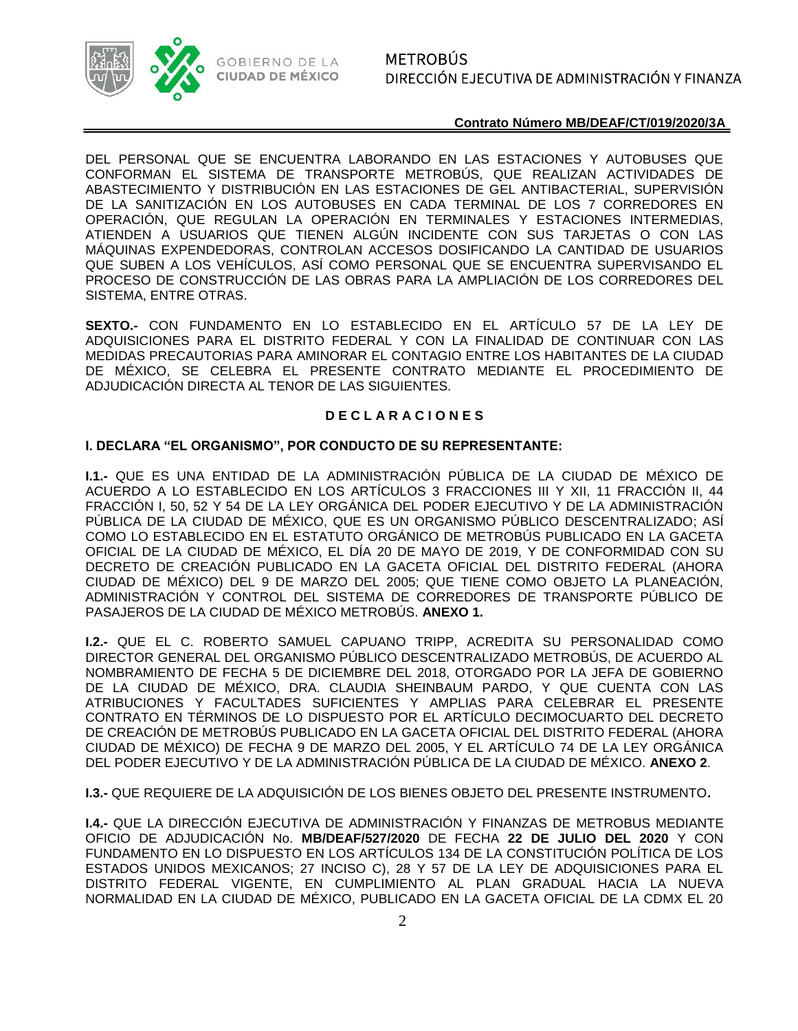DEL PERSONAL QUE SE ENCUENTRA LABORANDO EN LAS ESTACIONES Y AUTOBUSES QUE CONFORMAN EL SISTEMA DE TRANSPORTE METROBÚS, QUE REALIZAN ACTIVIDADES DE ABASTECIMIENTO Y DISTRIBUCIÓN EN LAS ESTACIONES DE GEL ANTIBACTERIAL, SUPERVISIÓN DE LA SANITIZACIÓN EN LOS AUTOBUSES EN CADA TERMINAL DE LOS 7 CORREDORES EN OPERACIÓN, QUE REGULAN LA OPERACIÓN EN TERMINALES Y ESTACIONES INTERMEDIAS, ATIENDEN A USUARIOS QUE TIENEN ALGÚN INCIDENTE CON SUS TARJETAS O CON LAS MÁQUINAS EXPENDEDORAS, CONTROLAN ACCESOS DOSIFICANDO LA CANTIDAD DE USUARIOS QUE SUBEN A LOS VEHÍCULOS, ASÍ COMO PERSONAL QUE SE ENCUENTRA SUPERVISANDO EL PROCESO DE CONSTRUCCIÓN DE LAS OBRAS PARA LA AMPLIACIÓN DE LOS CORREDORES DEL SISTEMA, ENTRE OTRAS.

**SEXTO.-** CON FUNDAMENTO EN LO ESTABLECIDO EN EL ARTÍCULO 57 DE LA LEY DE ADQUISICIONES PARA EL DISTRITO FEDERAL Y CON LA FINALIDAD DE CONTINUAR CON LAS MEDIDAS PRECAUTORIAS PARA AMINORAR EL CONTAGIO ENTRE LOS HABITANTES DE LA CIUDAD DE MÉXICO, SE CELEBRA EL PRESENTE CONTRATO MEDIANTE EL PROCEDIMIENTO DE ADJUDICACIÓN DIRECTA AL TENOR DE LAS SIGUIENTES.

## D E C L A R A C I O N E S

**I. DECLARA "EL ORGANISMO", POR CONDUCTO DE SU REPRESENTANTE:**

**I.1.-** QUE ES UNA ENTIDAD DE LA ADMINISTRACIÓN PÚBLICA DE LA CIUDAD DE MÉXICO DE ACUERDO A LO ESTABLECIDO EN LOS ARTÍCULOS 3 FRACCIONES III Y XII, 11 FRACCIÓN II, 44 FRACCIÓN I, 50, 52 Y 54 DE LA LEY ORGÁNICA DEL PODER EJECUTIVO Y DE LA ADMINISTRACIÓN PÚBLICA DE LA CIUDAD DE MÉXICO, QUE ES UN ORGANISMO PÚBLICO DESCENTRALIZADO; ASÍ COMO LO ESTABLECIDO EN EL ESTATUTO ORGÁNICO DE METROBÚS PUBLICADO EN LA GACETA OFICIAL DE LA CIUDAD DE MÉXICO, EL DÍA 20 DE MAYO DE 2019, Y DE CONFORMIDAD CON SU DECRETO DE CREACIÓN PUBLICADO EN LA GACETA OFICIAL DEL DISTRITO FEDERAL (AHORA CIUDAD DE MÉXICO) DEL 9 DE MARZO DEL 2005; QUE TIENE COMO OBJETO LA PLANEACIÓN, ADMINISTRACIÓN Y CONTROL DEL SISTEMA DE CORREDORES DE TRANSPORTE PÚBLICO DE PASAJEROS DE LA CIUDAD DE MÉXICO METROBÚS. **ANEXO 1.**

**I.2.-** QUE EL C. ROBERTO SAMUEL CAPUANO TRIPP, ACREDITA SU PERSONALIDAD COMO DIRECTOR GENERAL DEL ORGANISMO PÚBLICO DESCENTRALIZADO METROBÚS, DE ACUERDO AL NOMBRAMIENTO DE FECHA 5 DE DICIEMBRE DEL 2018, OTORGADO POR LA JEFA DE GOBIERNO DE LA CIUDAD DE MÉXICO, DRA. CLAUDIA SHEINBAUM PARDO, Y QUE CUENTA CON LAS ATRIBUCIONES Y FACULTADES SUFICIENTES Y AMPLIAS PARA CELEBRAR EL PRESENTE CONTRATO EN TÉRMINOS DE LO DISPUESTO POR EL ARTÍCULO DECIMOCUARTO DEL DECRETO DE CREACIÓN DE METROBÚS PUBLICADO EN LA GACETA OFICIAL DEL DISTRITO FEDERAL (AHORA CIUDAD DE MÉXICO) DE FECHA 9 DE MARZO DEL 2005, Y EL ARTÍCULO 74 DE LA LEY ORGÁNICA DEL PODER EJECUTIVO Y DE LA ADMINISTRACIÓN PÚBLICA DE LA CIUDAD DE MÉXICO. **ANEXO 2**.

**I.3.-** QUE REQUIERE DE LA ADQUISICIÓN DE LOS BIENES OBJETO DEL PRESENTE INSTRUMENTO**.**

**I.4.-** QUE LA DIRECCIÓN EJECUTIVA DE ADMINISTRACIÓN Y FINANZAS DE METROBUS MEDIANTE OFICIO DE ADJUDICACIÓN No. **MB/DEAF/527/2020** DE FECHA **22 DE JULIO DEL 2020** Y CON FUNDAMENTO EN LO DISPUESTO EN LOS ARTÍCULOS 134 DE LA CONSTITUCIÓN POLÍTICA DE LOS ESTADOS UNIDOS MEXICANOS; 27 INCISO C), 28 Y 57 DE LA LEY DE ADQUISICIONES PARA EL DISTRITO FEDERAL VIGENTE, EN CUMPLIMIENTO AL PLAN GRADUAL HACIA LA NUEVA NORMALIDAD EN LA CIUDAD DE MÉXICO, PUBLICADO EN LA GACETA OFICIAL DE LA CDMX EL 20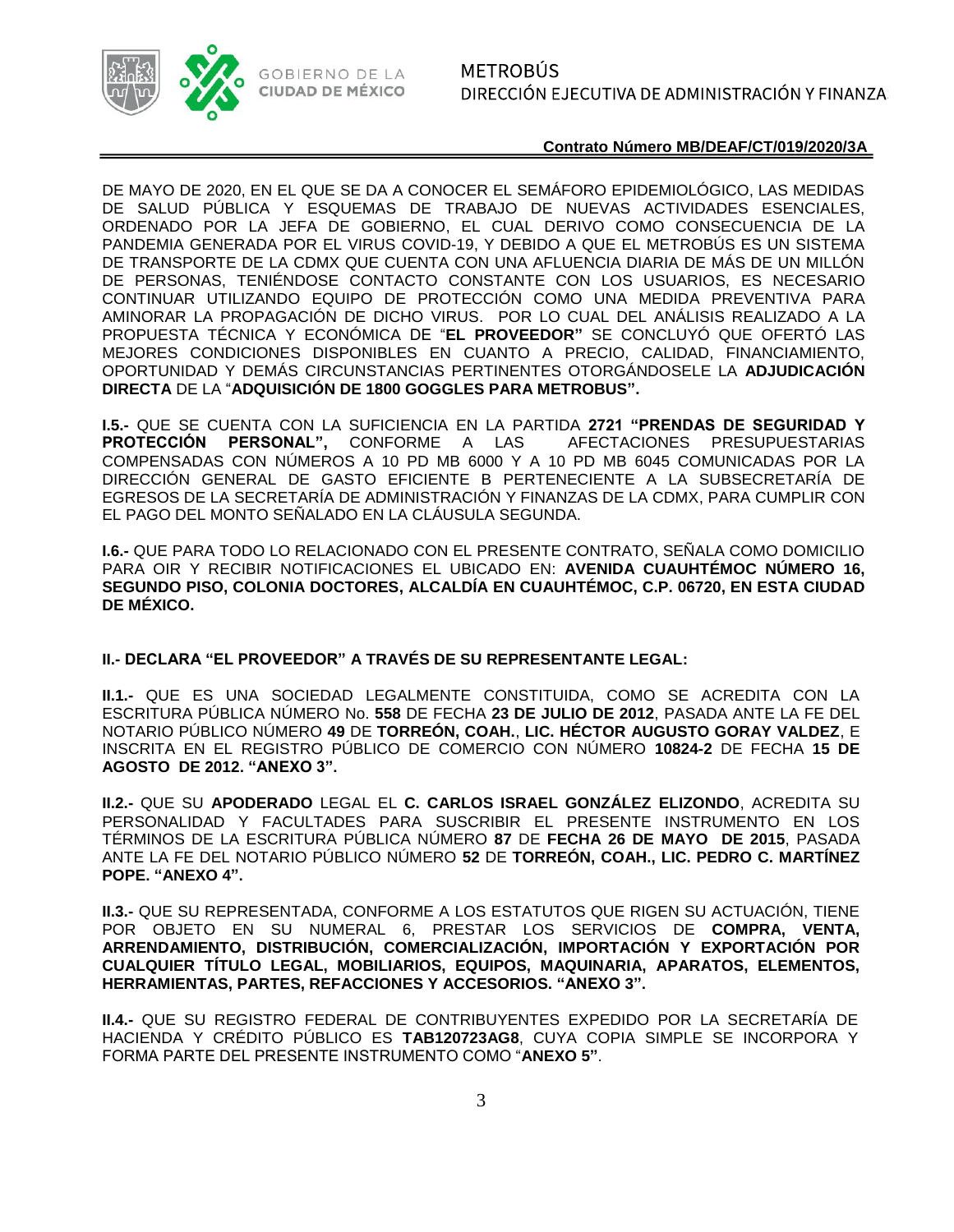DE MAYO DE 2020, EN EL QUE SE DA A CONOCER EL SEMÁFORO EPIDEMIOLÓGICO, LAS MEDIDAS DE SALUD PÚBLICA Y ESQUEMAS DE TRABAJO DE NUEVAS ACTIVIDADES ESENCIALES, ORDENADO POR LA JEFA DE GOBIERNO, EL CUAL DERIVO COMO CONSECUENCIA DE LA PANDEMIA GENERADA POR EL VIRUS COVID-19, Y DEBIDO A QUE EL METROBÚS ES UN SISTEMA DE TRANSPORTE DE LA CDMX QUE CUENTA CON UNA AFLUENCIA DIARIA DE MÁS DE UN MILLÓN DE PERSONAS, TENIÉNDOSE CONTACTO CONSTANTE CON LOS USUARIOS, ES NECESARIO CONTINUAR UTILIZANDO EQUIPO DE PROTECCIÓN COMO UNA MEDIDA PREVENTIVA PARA AMINORAR LA PROPAGACIÓN DE DICHO VIRUS. POR LO CUAL DEL ANÁLISIS REALIZADO A LA PROPUESTA TÉCNICA Y ECONÓMICA DE "**EL PROVEEDOR"** SE CONCLUYÓ QUE OFERTÓ LAS MEJORES CONDICIONES DISPONIBLES EN CUANTO A PRECIO, CALIDAD, FINANCIAMIENTO, OPORTUNIDAD Y DEMÁS CIRCUNSTANCIAS PERTINENTES OTORGÁNDOSELE LA **ADJUDICACIÓN DIRECTA** DE LA "**ADQUISICIÓN DE 1800 GOGGLES PARA METROBUS".**

**I.5.-** QUE SE CUENTA CON LA SUFICIENCIA EN LA PARTIDA **2721 "PRENDAS DE SEGURIDAD Y PROTECCIÓN PERSONAL",** CONFORME A LAS AFECTACIONES PRESUPUESTARIAS COMPENSADAS CON NÚMEROS A 10 PD MB 6000 Y A 10 PD MB 6045 COMUNICADAS POR LA DIRECCIÓN GENERAL DE GASTO EFICIENTE B PERTENECIENTE A LA SUBSECRETARÍA DE EGRESOS DE LA SECRETARÍA DE ADMINISTRACIÓN Y FINANZAS DE LA CDMX, PARA CUMPLIR CON EL PAGO DEL MONTO SEÑALADO EN LA CLÁUSULA SEGUNDA.

**I.6.-** QUE PARA TODO LO RELACIONADO CON EL PRESENTE CONTRATO, SEÑALA COMO DOMICILIO PARA OIR Y RECIBIR NOTIFICACIONES EL UBICADO EN: **AVENIDA CUAUHTÉMOC NÚMERO 16, SEGUNDO PISO, COLONIA DOCTORES, ALCALDÍA EN CUAUHTÉMOC, C.P. 06720, EN ESTA CIUDAD DE MÉXICO.**

**II.- DECLARA "EL PROVEEDOR" A TRAVÉS DE SU REPRESENTANTE LEGAL:**

**II.1.-** QUE ES UNA SOCIEDAD LEGALMENTE CONSTITUIDA, COMO SE ACREDITA CON LA ESCRITURA PÚBLICA NÚMERO No. **558** DE FECHA **23 DE JULIO DE 2012**, PASADA ANTE LA FE DEL NOTARIO PÚBLICO NÚMERO **49** DE **TORREÓN, COAH.**, **LIC. HÉCTOR AUGUSTO GORAY VALDEZ**, E INSCRITA EN EL REGISTRO PÚBLICO DE COMERCIO CON NÚMERO **10824-2** DE FECHA **15 DE AGOSTO DE 2012. "ANEXO 3".**

**II.2.-** QUE SU **APODERADO** LEGAL EL **C. CARLOS ISRAEL GONZÁLEZ ELIZONDO**, ACREDITA SU PERSONALIDAD Y FACULTADES PARA SUSCRIBIR EL PRESENTE INSTRUMENTO EN LOS TÉRMINOS DE LA ESCRITURA PÚBLICA NÚMERO **87** DE **FECHA 26 DE MAYO DE 2015**, PASADA ANTE LA FE DEL NOTARIO PÚBLICO NÚMERO **52** DE **TORREÓN, COAH., LIC. PEDRO C. MARTÍNEZ POPE. "ANEXO 4".**

**II.3.-** QUE SU REPRESENTADA, CONFORME A LOS ESTATUTOS QUE RIGEN SU ACTUACIÓN, TIENE POR OBJETO EN SU NUMERAL 6, PRESTAR LOS SERVICIOS DE **COMPRA, VENTA, ARRENDAMIENTO, DISTRIBUCIÓN, COMERCIALIZACIÓN, IMPORTACIÓN Y EXPORTACIÓN POR CUALQUIER TÍTULO LEGAL, MOBILIARIOS, EQUIPOS, MAQUINARIA, APARATOS, ELEMENTOS, HERRAMIENTAS, PARTES, REFACCIONES Y ACCESORIOS. "ANEXO 3".**

**II.4.-** QUE SU REGISTRO FEDERAL DE CONTRIBUYENTES EXPEDIDO POR LA SECRETARÍA DE HACIENDA Y CRÉDITO PÚBLICO ES **TAB120723AG8**, CUYA COPIA SIMPLE SE INCORPORA Y FORMA PARTE DEL PRESENTE INSTRUMENTO COMO "**ANEXO 5"**.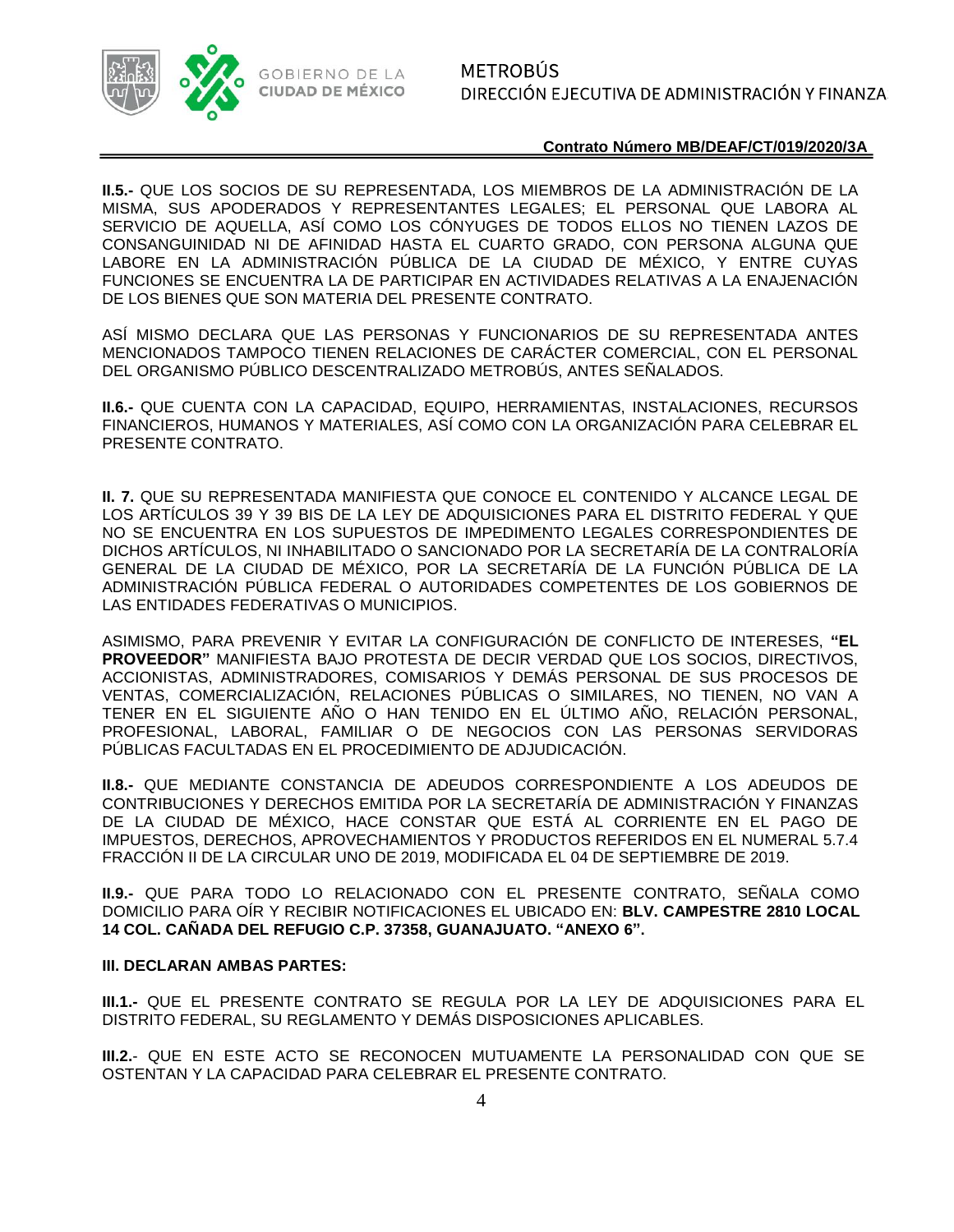**Contrato Número MB/DEAF/CT/019/2020/3A**

**II.5.-** QUE LOS SOCIOS DE SU REPRESENTADA, LOS MIEMBROS DE LA ADMINISTRACIÓN DE LA MISMA, SUS APODERADOS Y REPRESENTANTES LEGALES; EL PERSONAL QUE LABORA AL SERVICIO DE AQUELLA, ASÍ COMO LOS CÓNYUGES DE TODOS ELLOS NO TIENEN LAZOS DE CONSANGUINIDAD NI DE AFINIDAD HASTA EL CUARTO GRADO, CON PERSONA ALGUNA QUE LABORE EN LA ADMINISTRACIÓN PÚBLICA DE LA CIUDAD DE MÉXICO, Y ENTRE CUYAS FUNCIONES SE ENCUENTRA LA DE PARTICIPAR EN ACTIVIDADES RELATIVAS A LA ENAJENACIÓN DE LOS BIENES QUE SON MATERIA DEL PRESENTE CONTRATO.

ASÍ MISMO DECLARA QUE LAS PERSONAS Y FUNCIONARIOS DE SU REPRESENTADA ANTES MENCIONADOS TAMPOCO TIENEN RELACIONES DE CARÁCTER COMERCIAL, CON EL PERSONAL DEL ORGANISMO PÚBLICO DESCENTRALIZADO METROBÚS, ANTES SEÑALADOS.

**II.6.-** QUE CUENTA CON LA CAPACIDAD, EQUIPO, HERRAMIENTAS, INSTALACIONES, RECURSOS FINANCIEROS, HUMANOS Y MATERIALES, ASÍ COMO CON LA ORGANIZACIÓN PARA CELEBRAR EL PRESENTE CONTRATO.

**II. 7.** QUE SU REPRESENTADA MANIFIESTA QUE CONOCE EL CONTENIDO Y ALCANCE LEGAL DE LOS ARTÍCULOS 39 Y 39 BIS DE LA LEY DE ADQUISICIONES PARA EL DISTRITO FEDERAL Y QUE NO SE ENCUENTRA EN LOS SUPUESTOS DE IMPEDIMENTO LEGALES CORRESPONDIENTES DE DICHOS ARTÍCULOS, NI INHABILITADO O SANCIONADO POR LA SECRETARÍA DE LA CONTRALORÍA GENERAL DE LA CIUDAD DE MÉXICO, POR LA SECRETARÍA DE LA FUNCIÓN PÚBLICA DE LA ADMINISTRACIÓN PÚBLICA FEDERAL O AUTORIDADES COMPETENTES DE LOS GOBIERNOS DE LAS ENTIDADES FEDERATIVAS O MUNICIPIOS.

ASIMISMO, PARA PREVENIR Y EVITAR LA CONFIGURACIÓN DE CONFLICTO DE INTERESES, **"EL PROVEEDOR"** MANIFIESTA BAJO PROTESTA DE DECIR VERDAD QUE LOS SOCIOS, DIRECTIVOS, ACCIONISTAS, ADMINISTRADORES, COMISARIOS Y DEMÁS PERSONAL DE SUS PROCESOS DE VENTAS, COMERCIALIZACIÓN, RELACIONES PÚBLICAS O SIMILARES, NO TIENEN, NO VAN A TENER EN EL SIGUIENTE AÑO O HAN TENIDO EN EL ÚLTIMO AÑO, RELACIÓN PERSONAL, PROFESIONAL, LABORAL, FAMILIAR O DE NEGOCIOS CON LAS PERSONAS SERVIDORAS PÚBLICAS FACULTADAS EN EL PROCEDIMIENTO DE ADJUDICACIÓN.

**II.8.-** QUE MEDIANTE CONSTANCIA DE ADEUDOS CORRESPONDIENTE A LOS ADEUDOS DE CONTRIBUCIONES Y DERECHOS EMITIDA POR LA SECRETARÍA DE ADMINISTRACIÓN Y FINANZAS DE LA CIUDAD DE MÉXICO, HACE CONSTAR QUE ESTÁ AL CORRIENTE EN EL PAGO DE IMPUESTOS, DERECHOS, APROVECHAMIENTOS Y PRODUCTOS REFERIDOS EN EL NUMERAL 5.7.4 FRACCIÓN II DE LA CIRCULAR UNO DE 2019, MODIFICADA EL 04 DE SEPTIEMBRE DE 2019.

**II.9.-** QUE PARA TODO LO RELACIONADO CON EL PRESENTE CONTRATO, SEÑALA COMO DOMICILIO PARA OÍR Y RECIBIR NOTIFICACIONES EL UBICADO EN: **BLV. CAMPESTRE 2810 LOCAL 14 COL. CAÑADA DEL REFUGIO C.P. 37358, GUANAJUATO. "ANEXO 6".**

**III. DECLARAN AMBAS PARTES:**

**III.1.-** QUE EL PRESENTE CONTRATO SE REGULA POR LA LEY DE ADQUISICIONES PARA EL DISTRITO FEDERAL, SU REGLAMENTO Y DEMÁS DISPOSICIONES APLICABLES.

**III.2.**- QUE EN ESTE ACTO SE RECONOCEN MUTUAMENTE LA PERSONALIDAD CON QUE SE OSTENTAN Y LA CAPACIDAD PARA CELEBRAR EL PRESENTE CONTRATO.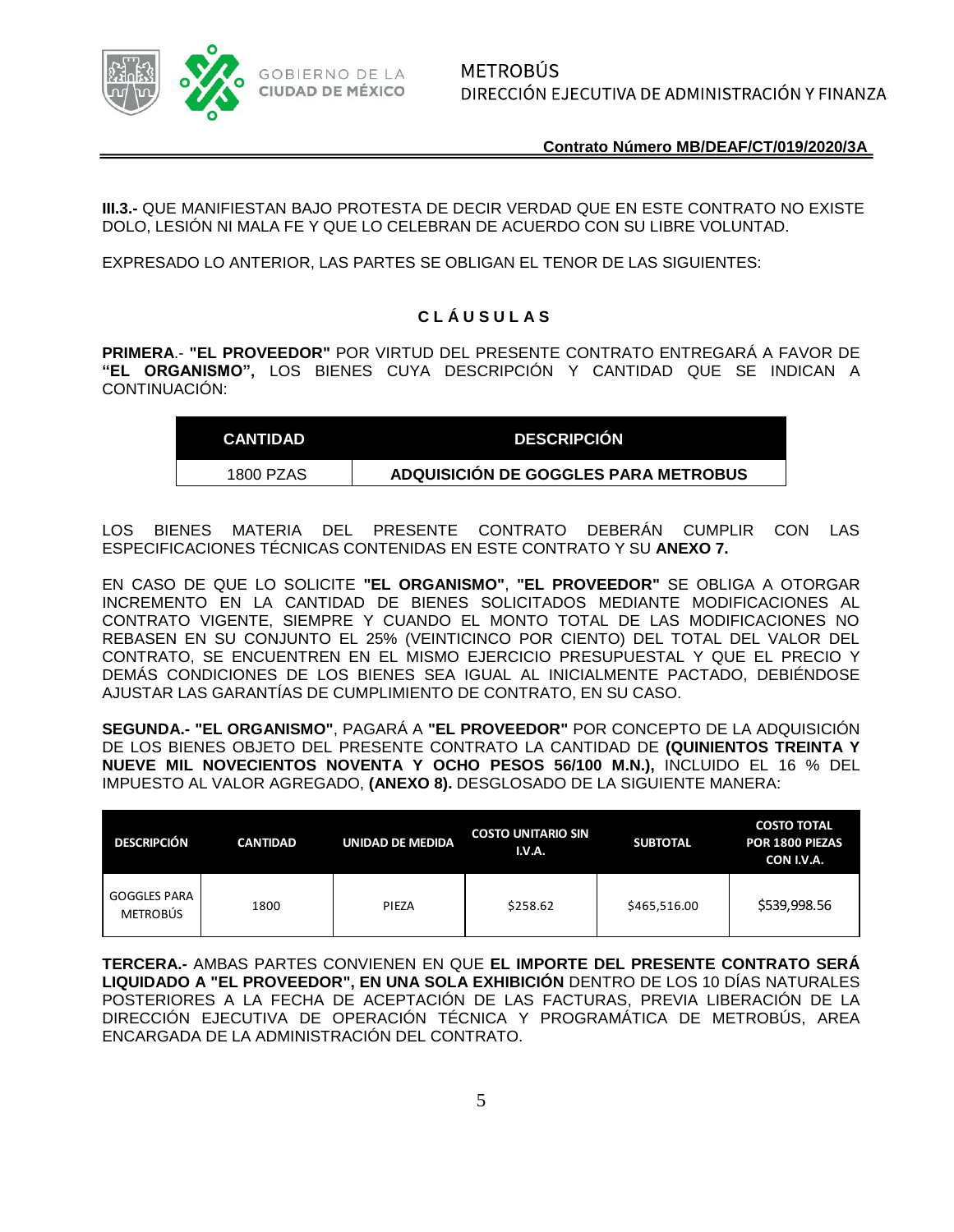**III.3.-** QUE MANIFIESTAN BAJO PROTESTA DE DECIR VERDAD QUE EN ESTE CONTRATO NO EXISTE DOLO, LESIÓN NI MALA FE Y QUE LO CELEBRAN DE ACUERDO CON SU LIBRE VOLUNTAD.

EXPRESADO LO ANTERIOR, LAS PARTES SE OBLIGAN EL TENOR DE LAS SIGUIENTES:

## C L Á U S U L A S

**PRIMERA**.- **"EL PROVEEDOR"** POR VIRTUD DEL PRESENTE CONTRATO ENTREGARÁ A FAVOR DE **"EL ORGANISMO",** LOS BIENES CUYA DESCRIPCIÓN Y CANTIDAD QUE SE INDICAN A CONTINUACIÓN:

| CANTIDAD | DESCRIPCIÓN |
|---|---|
| 1800 PZAS | **ADQUISICIÓN DE GOGGLES PARA METROBUS** |

LOS BIENES MATERIA DEL PRESENTE CONTRATO DEBERÁN CUMPLIR CON LAS ESPECIFICACIONES TÉCNICAS CONTENIDAS EN ESTE CONTRATO Y SU **ANEXO 7.**

EN CASO DE QUE LO SOLICITE **"EL ORGANISMO"**, **"EL PROVEEDOR"** SE OBLIGA A OTORGAR INCREMENTO EN LA CANTIDAD DE BIENES SOLICITADOS MEDIANTE MODIFICACIONES AL CONTRATO VIGENTE, SIEMPRE Y CUANDO EL MONTO TOTAL DE LAS MODIFICACIONES NO REBASEN EN SU CONJUNTO EL 25% (VEINTICINCO POR CIENTO) DEL TOTAL DEL VALOR DEL CONTRATO, SE ENCUENTREN EN EL MISMO EJERCICIO PRESUPUESTAL Y QUE EL PRECIO Y DEMÁS CONDICIONES DE LOS BIENES SEA IGUAL AL INICIALMENTE PACTADO, DEBIÉNDOSE AJUSTAR LAS GARANTÍAS DE CUMPLIMIENTO DE CONTRATO, EN SU CASO.

**SEGUNDA.- "EL ORGANISMO"**, PAGARÁ A **"EL PROVEEDOR"** POR CONCEPTO DE LA ADQUISICIÓN DE LOS BIENES OBJETO DEL PRESENTE CONTRATO LA CANTIDAD DE **(QUINIENTOS TREINTA Y NUEVE MIL NOVECIENTOS NOVENTA Y OCHO PESOS 56/100 M.N.),** INCLUIDO EL 16 % DEL IMPUESTO AL VALOR AGREGADO, **(ANEXO 8).** DESGLOSADO DE LA SIGUIENTE MANERA:

| DESCRIPCIÓN | CANTIDAD | UNIDAD DE MEDIDA | COSTO UNITARIO SIN I.V.A. | SUBTOTAL | COSTO TOTAL POR 1800 PIEZAS CON I.V.A. |
|---|---|---|---|---|---|
| GOGGLES PARA METROBÚS | 1800 | PIEZA | $258.62 | $465,516.00 | $539,998.56 |

**TERCERA.-** AMBAS PARTES CONVIENEN EN QUE **EL IMPORTE DEL PRESENTE CONTRATO SERÁ LIQUIDADO A "EL PROVEEDOR", EN UNA SOLA EXHIBICIÓN** DENTRO DE LOS 10 DÍAS NATURALES POSTERIORES A LA FECHA DE ACEPTACIÓN DE LAS FACTURAS, PREVIA LIBERACIÓN DE LA DIRECCIÓN EJECUTIVA DE OPERACIÓN TÉCNICA Y PROGRAMÁTICA DE METROBÚS, AREA ENCARGADA DE LA ADMINISTRACIÓN DEL CONTRATO.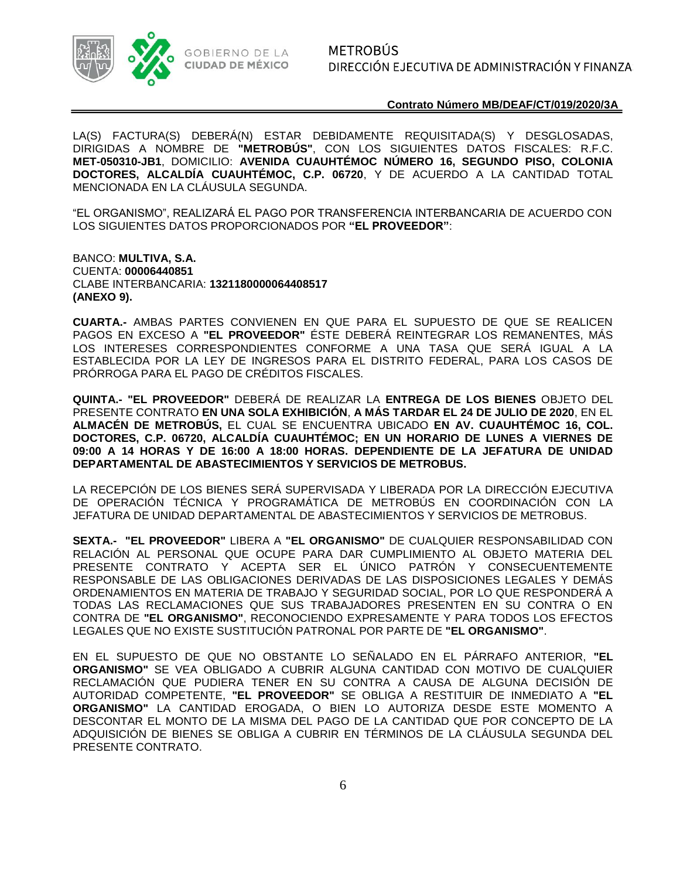LA(S) FACTURA(S) DEBERÁ(N) ESTAR DEBIDAMENTE REQUISITADA(S) Y DESGLOSADAS, DIRIGIDAS A NOMBRE DE **"METROBÚS"**, CON LOS SIGUIENTES DATOS FISCALES: R.F.C. **MET-050310-JB1**, DOMICILIO: **AVENIDA CUAUHTÉMOC NÚMERO 16, SEGUNDO PISO, COLONIA DOCTORES, ALCALDÍA CUAUHTÉMOC, C.P. 06720**, Y DE ACUERDO A LA CANTIDAD TOTAL MENCIONADA EN LA CLÁUSULA SEGUNDA.

"EL ORGANISMO", REALIZARÁ EL PAGO POR TRANSFERENCIA INTERBANCARIA DE ACUERDO CON LOS SIGUIENTES DATOS PROPORCIONADOS POR **"EL PROVEEDOR"**:

BANCO: **MULTIVA, S.A.**
CUENTA: **00006440851**
CLABE INTERBANCARIA: **132180000064408517**
**(ANEXO 9).**

**CUARTA.-** AMBAS PARTES CONVIENEN EN QUE PARA EL SUPUESTO DE QUE SE REALICEN PAGOS EN EXCESO A **"EL PROVEEDOR"** ÉSTE DEBERÁ REINTEGRAR LOS REMANENTES, MÁS LOS INTERESES CORRESPONDIENTES CONFORME A UNA TASA QUE SERÁ IGUAL A LA ESTABLECIDA POR LA LEY DE INGRESOS PARA EL DISTRITO FEDERAL, PARA LOS CASOS DE PRÓRROGA PARA EL PAGO DE CRÉDITOS FISCALES.

**QUINTA.- "EL PROVEEDOR"** DEBERÁ DE REALIZAR LA **ENTREGA DE LOS BIENES** OBJETO DEL PRESENTE CONTRATO **EN UNA SOLA EXHIBICIÓN**, **A MÁS TARDAR EL 24 DE JULIO DE 2020**, EN EL **ALMACÉN DE METROBÚS,** EL CUAL SE ENCUENTRA UBICADO **EN AV. CUAUHTÉMOC 16, COL. DOCTORES, C.P. 06720, ALCALDÍA CUAUHTÉMOC; EN UN HORARIO DE LUNES A VIERNES DE 09:00 A 14 HORAS Y DE 16:00 A 18:00 HORAS. DEPENDIENTE DE LA JEFATURA DE UNIDAD DEPARTAMENTAL DE ABASTECIMIENTOS Y SERVICIOS DE METROBUS.**

LA RECEPCIÓN DE LOS BIENES SERÁ SUPERVISADA Y LIBERADA POR LA DIRECCIÓN EJECUTIVA DE OPERACIÓN TÉCNICA Y PROGRAMÁTICA DE METROBÚS EN COORDINACIÓN CON LA JEFATURA DE UNIDAD DEPARTAMENTAL DE ABASTECIMIENTOS Y SERVICIOS DE METROBUS.

**SEXTA.- "EL PROVEEDOR"** LIBERA A **"EL ORGANISMO"** DE CUALQUIER RESPONSABILIDAD CON RELACIÓN AL PERSONAL QUE OCUPE PARA DAR CUMPLIMIENTO AL OBJETO MATERIA DEL PRESENTE CONTRATO Y ACEPTA SER EL ÚNICO PATRÓN Y CONSECUENTEMENTE RESPONSABLE DE LAS OBLIGACIONES DERIVADAS DE LAS DISPOSICIONES LEGALES Y DEMÁS ORDENAMIENTOS EN MATERIA DE TRABAJO Y SEGURIDAD SOCIAL, POR LO QUE RESPONDERÁ A TODAS LAS RECLAMACIONES QUE SUS TRABAJADORES PRESENTEN EN SU CONTRA O EN CONTRA DE **"EL ORGANISMO"**, RECONOCIENDO EXPRESAMENTE Y PARA TODOS LOS EFECTOS LEGALES QUE NO EXISTE SUSTITUCIÓN PATRONAL POR PARTE DE **"EL ORGANISMO"**.

EN EL SUPUESTO DE QUE NO OBSTANTE LO SEÑALADO EN EL PÁRRAFO ANTERIOR, **"EL ORGANISMO"** SE VEA OBLIGADO A CUBRIR ALGUNA CANTIDAD CON MOTIVO DE CUALQUIER RECLAMACIÓN QUE PUDIERA TENER EN SU CONTRA A CAUSA DE ALGUNA DECISIÓN DE AUTORIDAD COMPETENTE, **"EL PROVEEDOR"** SE OBLIGA A RESTITUIR DE INMEDIATO A **"EL ORGANISMO"** LA CANTIDAD EROGADA, O BIEN LO AUTORIZA DESDE ESTE MOMENTO A DESCONTAR EL MONTO DE LA MISMA DEL PAGO DE LA CANTIDAD QUE POR CONCEPTO DE LA ADQUISICIÓN DE BIENES SE OBLIGA A CUBRIR EN TÉRMINOS DE LA CLÁUSULA SEGUNDA DEL PRESENTE CONTRATO.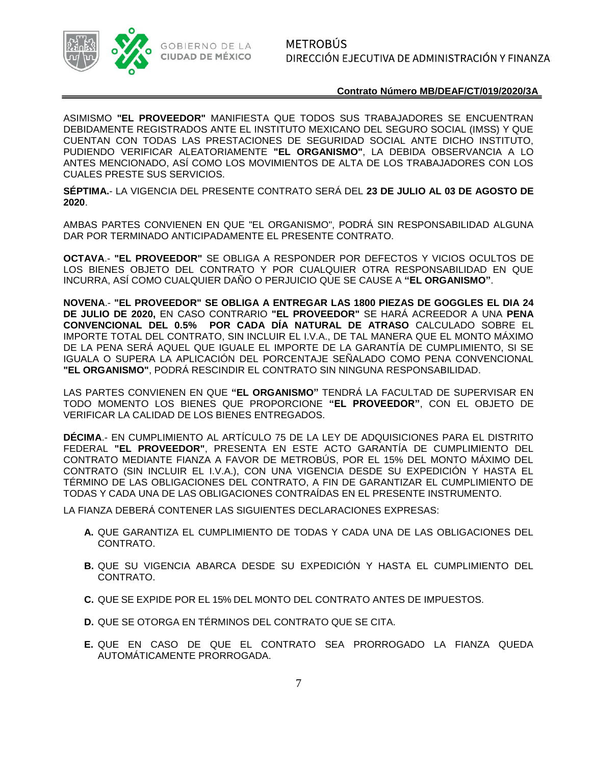ASIMISMO **"EL PROVEEDOR"** MANIFIESTA QUE TODOS SUS TRABAJADORES SE ENCUENTRAN DEBIDAMENTE REGISTRADOS ANTE EL INSTITUTO MEXICANO DEL SEGURO SOCIAL (IMSS) Y QUE CUENTAN CON TODAS LAS PRESTACIONES DE SEGURIDAD SOCIAL ANTE DICHO INSTITUTO, PUDIENDO VERIFICAR ALEATORIAMENTE **"EL ORGANISMO"**, LA DEBIDA OBSERVANCIA A LO ANTES MENCIONADO, ASÍ COMO LOS MOVIMIENTOS DE ALTA DE LOS TRABAJADORES CON LOS CUALES PRESTE SUS SERVICIOS.

**SÉPTIMA.**- LA VIGENCIA DEL PRESENTE CONTRATO SERÁ DEL **23 DE JULIO AL 03 DE AGOSTO DE 2020**.

AMBAS PARTES CONVIENEN EN QUE "EL ORGANISMO", PODRÁ SIN RESPONSABILIDAD ALGUNA DAR POR TERMINADO ANTICIPADAMENTE EL PRESENTE CONTRATO.

**OCTAVA**.- **"EL PROVEEDOR"** SE OBLIGA A RESPONDER POR DEFECTOS Y VICIOS OCULTOS DE LOS BIENES OBJETO DEL CONTRATO Y POR CUALQUIER OTRA RESPONSABILIDAD EN QUE INCURRA, ASÍ COMO CUALQUIER DAÑO O PERJUICIO QUE SE CAUSE A **"EL ORGANISMO"**.

**NOVENA**.- **"EL PROVEEDOR" SE OBLIGA A ENTREGAR LAS 1800 PIEZAS DE GOGGLES EL DIA 24 DE JULIO DE 2020,** EN CASO CONTRARIO **"EL PROVEEDOR"** SE HARÁ ACREEDOR A UNA **PENA CONVENCIONAL DEL 0.5% POR CADA DÍA NATURAL DE ATRASO** CALCULADO SOBRE EL IMPORTE TOTAL DEL CONTRATO, SIN INCLUIR EL I.V.A., DE TAL MANERA QUE EL MONTO MÁXIMO DE LA PENA SERÁ AQUEL QUE IGUALE EL IMPORTE DE LA GARANTÍA DE CUMPLIMIENTO, SI SE IGUALA O SUPERA LA APLICACIÓN DEL PORCENTAJE SEÑALADO COMO PENA CONVENCIONAL **"EL ORGANISMO"**, PODRÁ RESCINDIR EL CONTRATO SIN NINGUNA RESPONSABILIDAD.

LAS PARTES CONVIENEN EN QUE **"EL ORGANISMO"** TENDRÁ LA FACULTAD DE SUPERVISAR EN TODO MOMENTO LOS BIENES QUE PROPORCIONE **"EL PROVEEDOR"**, CON EL OBJETO DE VERIFICAR LA CALIDAD DE LOS BIENES ENTREGADOS.

**DÉCIMA**.- EN CUMPLIMIENTO AL ARTÍCULO 75 DE LA LEY DE ADQUISICIONES PARA EL DISTRITO FEDERAL **"EL PROVEEDOR"**, PRESENTA EN ESTE ACTO GARANTÍA DE CUMPLIMIENTO DEL CONTRATO MEDIANTE FIANZA A FAVOR DE METROBÚS, POR EL 15% DEL MONTO MÁXIMO DEL CONTRATO (SIN INCLUIR EL I.V.A.), CON UNA VIGENCIA DESDE SU EXPEDICIÓN Y HASTA EL TÉRMINO DE LAS OBLIGACIONES DEL CONTRATO, A FIN DE GARANTIZAR EL CUMPLIMIENTO DE TODAS Y CADA UNA DE LAS OBLIGACIONES CONTRAÍDAS EN EL PRESENTE INSTRUMENTO.

LA FIANZA DEBERÁ CONTENER LAS SIGUIENTES DECLARACIONES EXPRESAS:

- **A.** QUE GARANTIZA EL CUMPLIMIENTO DE TODAS Y CADA UNA DE LAS OBLIGACIONES DEL CONTRATO.
- **B.** QUE SU VIGENCIA ABARCA DESDE SU EXPEDICIÓN Y HASTA EL CUMPLIMIENTO DEL CONTRATO.
- **C.** QUE SE EXPIDE POR EL 15% DEL MONTO DEL CONTRATO ANTES DE IMPUESTOS.
- **D.** QUE SE OTORGA EN TÉRMINOS DEL CONTRATO QUE SE CITA.
- **E.** QUE EN CASO DE QUE EL CONTRATO SEA PRORROGADO LA FIANZA QUEDA AUTOMÁTICAMENTE PRORROGADA.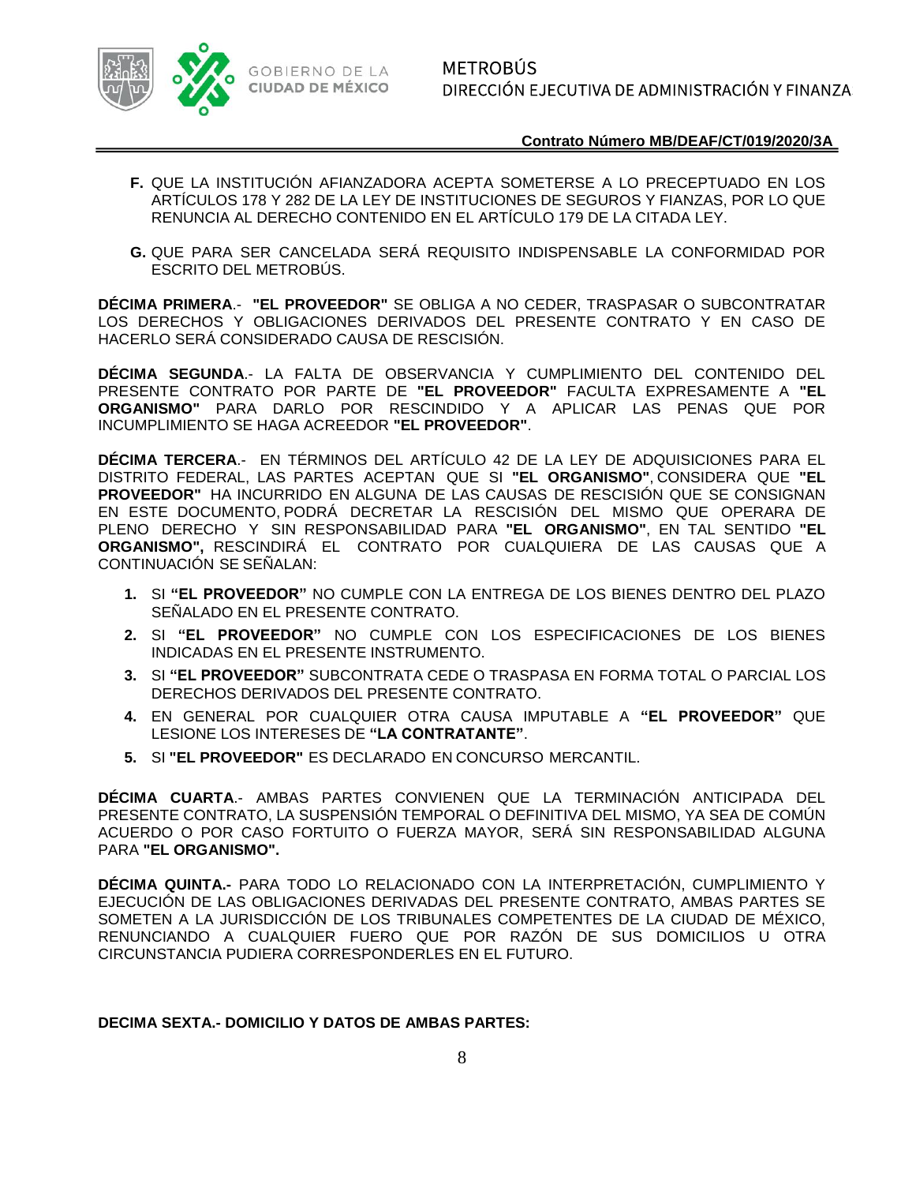**F.** QUE LA INSTITUCIÓN AFIANZADORA ACEPTA SOMETERSE A LO PRECEPTUADO EN LOS ARTÍCULOS 178 Y 282 DE LA LEY DE INSTITUCIONES DE SEGUROS Y FIANZAS, POR LO QUE RENUNCIA AL DERECHO CONTENIDO EN EL ARTÍCULO 179 DE LA CITADA LEY.

**G.** QUE PARA SER CANCELADA SERÁ REQUISITO INDISPENSABLE LA CONFORMIDAD POR ESCRITO DEL METROBÚS.

**DÉCIMA PRIMERA**.- **"EL PROVEEDOR"** SE OBLIGA A NO CEDER, TRASPASAR O SUBCONTRATAR LOS DERECHOS Y OBLIGACIONES DERIVADOS DEL PRESENTE CONTRATO Y EN CASO DE HACERLO SERÁ CONSIDERADO CAUSA DE RESCISIÓN.

**DÉCIMA SEGUNDA**.- LA FALTA DE OBSERVANCIA Y CUMPLIMIENTO DEL CONTENIDO DEL PRESENTE CONTRATO POR PARTE DE **"EL PROVEEDOR"** FACULTA EXPRESAMENTE A **"EL ORGANISMO"** PARA DARLO POR RESCINDIDO Y A APLICAR LAS PENAS QUE POR INCUMPLIMIENTO SE HAGA ACREEDOR **"EL PROVEEDOR"**.

**DÉCIMA TERCERA**.- EN TÉRMINOS DEL ARTÍCULO 42 DE LA LEY DE ADQUISICIONES PARA EL DISTRITO FEDERAL, LAS PARTES ACEPTAN QUE SI **"EL ORGANISMO"**, CONSIDERA QUE **"EL PROVEEDOR"** HA INCURRIDO EN ALGUNA DE LAS CAUSAS DE RESCISIÓN QUE SE CONSIGNAN EN ESTE DOCUMENTO, PODRÁ DECRETAR LA RESCISIÓN DEL MISMO QUE OPERARA DE PLENO DERECHO Y SIN RESPONSABILIDAD PARA **"EL ORGANISMO"**, EN TAL SENTIDO **"EL ORGANISMO",** RESCINDIRÁ EL CONTRATO POR CUALQUIERA DE LAS CAUSAS QUE A CONTINUACIÓN SE SEÑALAN:

1. SI **"EL PROVEEDOR"** NO CUMPLE CON LA ENTREGA DE LOS BIENES DENTRO DEL PLAZO SEÑALADO EN EL PRESENTE CONTRATO.
2. SI **"EL PROVEEDOR"** NO CUMPLE CON LOS ESPECIFICACIONES DE LOS BIENES INDICADAS EN EL PRESENTE INSTRUMENTO.
3. SI **"EL PROVEEDOR"** SUBCONTRATA CEDE O TRASPASA EN FORMA TOTAL O PARCIAL LOS DERECHOS DERIVADOS DEL PRESENTE CONTRATO.
4. EN GENERAL POR CUALQUIER OTRA CAUSA IMPUTABLE A **"EL PROVEEDOR"** QUE LESIONE LOS INTERESES DE **"LA CONTRATANTE"**.
5. SI **"EL PROVEEDOR"** ES DECLARADO EN CONCURSO MERCANTIL.

**DÉCIMA CUARTA**.- AMBAS PARTES CONVIENEN QUE LA TERMINACIÓN ANTICIPADA DEL PRESENTE CONTRATO, LA SUSPENSIÓN TEMPORAL O DEFINITIVA DEL MISMO, YA SEA DE COMÚN ACUERDO O POR CASO FORTUITO O FUERZA MAYOR, SERÁ SIN RESPONSABILIDAD ALGUNA PARA **"EL ORGANISMO".**

**DÉCIMA QUINTA.-** PARA TODO LO RELACIONADO CON LA INTERPRETACIÓN, CUMPLIMIENTO Y EJECUCIÓN DE LAS OBLIGACIONES DERIVADAS DEL PRESENTE CONTRATO, AMBAS PARTES SE SOMETEN A LA JURISDICCIÓN DE LOS TRIBUNALES COMPETENTES DE LA CIUDAD DE MÉXICO, RENUNCIANDO A CUALQUIER FUERO QUE POR RAZÓN DE SUS DOMICILIOS U OTRA CIRCUNSTANCIA PUDIERA CORRESPONDERLES EN EL FUTURO.

**DECIMA SEXTA.- DOMICILIO Y DATOS DE AMBAS PARTES:**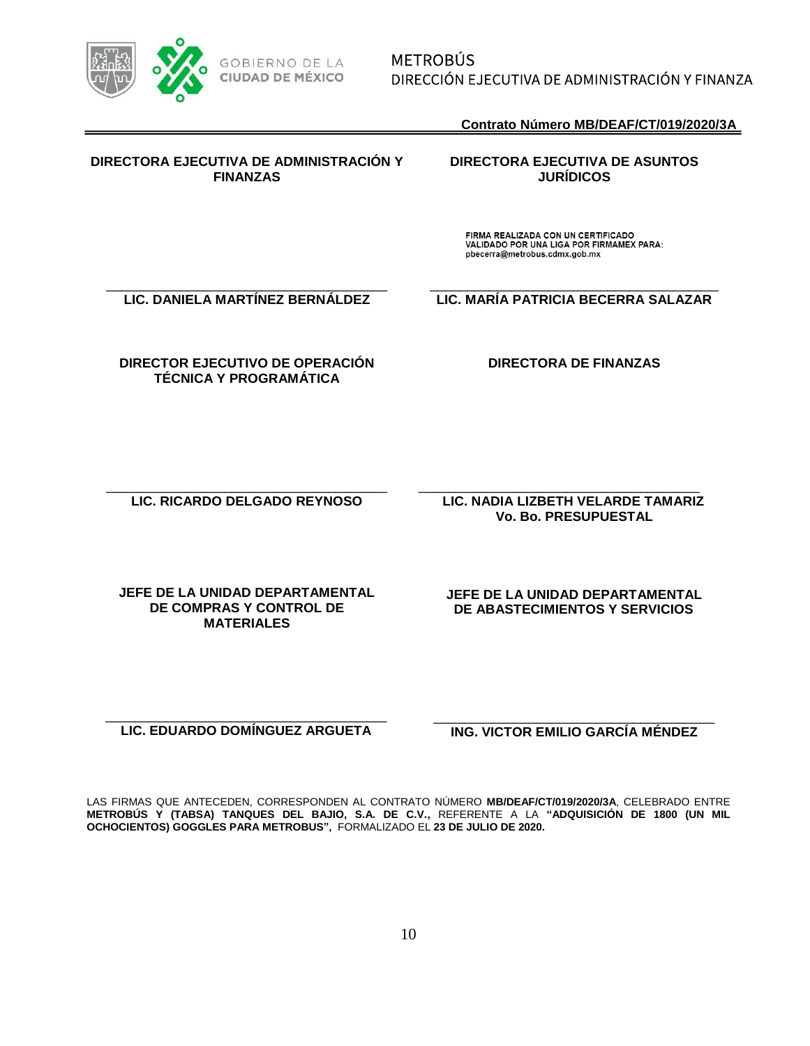**Contrato Número MB/DEAF/CT/019/2020/3A**

| DIRECTORA EJECUTIVA DE ADMINISTRACIÓN Y FINANZAS | DIRECTORA EJECUTIVA DE ASUNTOS JURÍDICOS |
|---|---|
| | FIRMA REALIZADA CON UN CERTIFICADO VALIDADO POR UNA LIGA POR FIRMAMEX PARA: pbecerra@metrobus.cdmx.gob.mx |
| ______________________________ | ______________________________ |
| **LIC. DANIELA MARTÍNEZ BERNÁLDEZ** | **LIC. MARÍA PATRICIA BECERRA SALAZAR** |

| DIRECTOR EJECUTIVO DE OPERACIÓN TÉCNICA Y PROGRAMÁTICA | DIRECTORA DE FINANZAS |
|---|---|
| ______________________________ | ______________________________ |
| **LIC. RICARDO DELGADO REYNOSO** | **LIC. NADIA LIZBETH VELARDE TAMARIZ** Vo. Bo. PRESUPUESTAL |

| JEFE DE LA UNIDAD DEPARTAMENTAL DE COMPRAS Y CONTROL DE MATERIALES | JEFE DE LA UNIDAD DEPARTAMENTAL DE ABASTECIMIENTOS Y SERVICIOS |
|---|---|
| ______________________________ | ______________________________ |
| **LIC. EDUARDO DOMÍNGUEZ ARGUETA** | **ING. VICTOR EMILIO GARCÍA MÉNDEZ** |

LAS FIRMAS QUE ANTECEDEN, CORRESPONDEN AL CONTRATO NÚMERO **MB/DEAF/CT/019/2020/3A**, CELEBRADO ENTRE **METROBÚS Y (TABSA) TANQUES DEL BAJIO, S.A. DE C.V.,** REFERENTE A LA **"ADQUISICIÓN DE 1800 (UN MIL OCHOCIENTOS) GOGGLES PARA METROBUS",** FORMALIZADO EL **23 DE JULIO DE 2020.**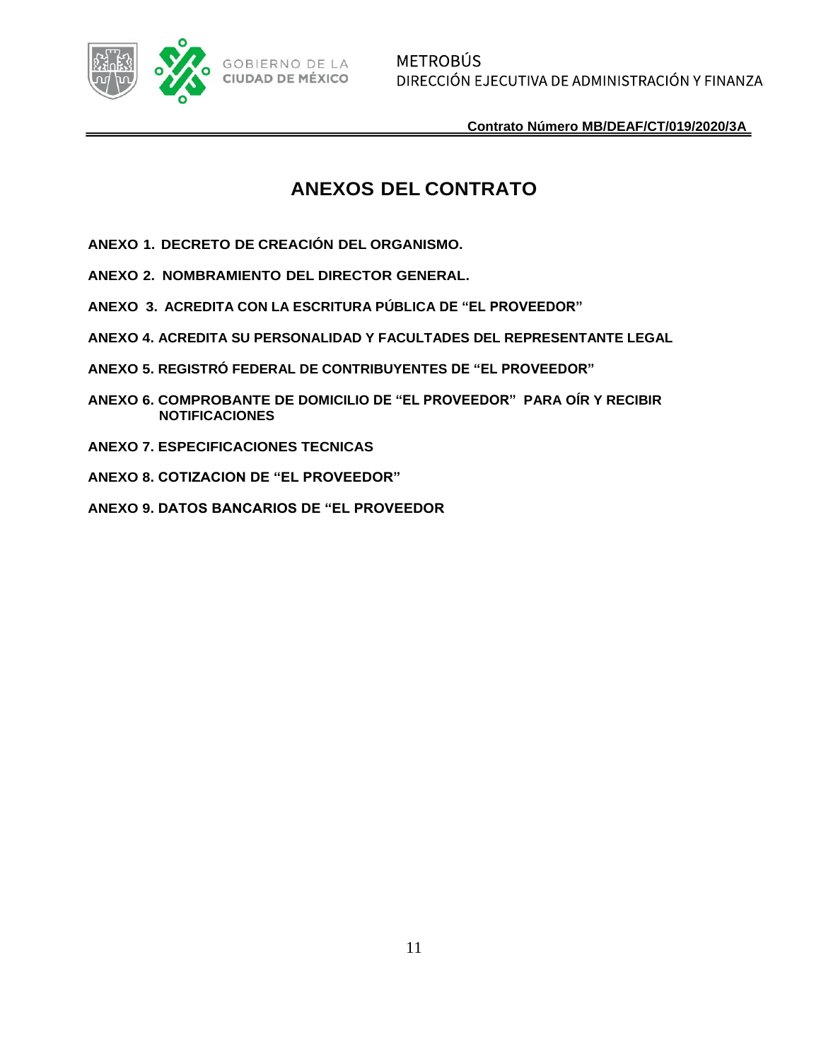Contrato Número MB/DEAF/CT/019/2020/3A

# ANEXOS DEL CONTRATO

**ANEXO 1. DECRETO DE CREACIÓN DEL ORGANISMO.**

**ANEXO 2. NOMBRAMIENTO DEL DIRECTOR GENERAL.**

**ANEXO 3. ACREDITA CON LA ESCRITURA PÚBLICA DE "EL PROVEEDOR"**

**ANEXO 4. ACREDITA SU PERSONALIDAD Y FACULTADES DEL REPRESENTANTE LEGAL**

**ANEXO 5. REGISTRÓ FEDERAL DE CONTRIBUYENTES DE "EL PROVEEDOR"**

**ANEXO 6. COMPROBANTE DE DOMICILIO DE "EL PROVEEDOR" PARA OÍR Y RECIBIR NOTIFICACIONES**

**ANEXO 7. ESPECIFICACIONES TECNICAS**

**ANEXO 8. COTIZACION DE "EL PROVEEDOR"**

**ANEXO 9. DATOS BANCARIOS DE "EL PROVEEDOR**